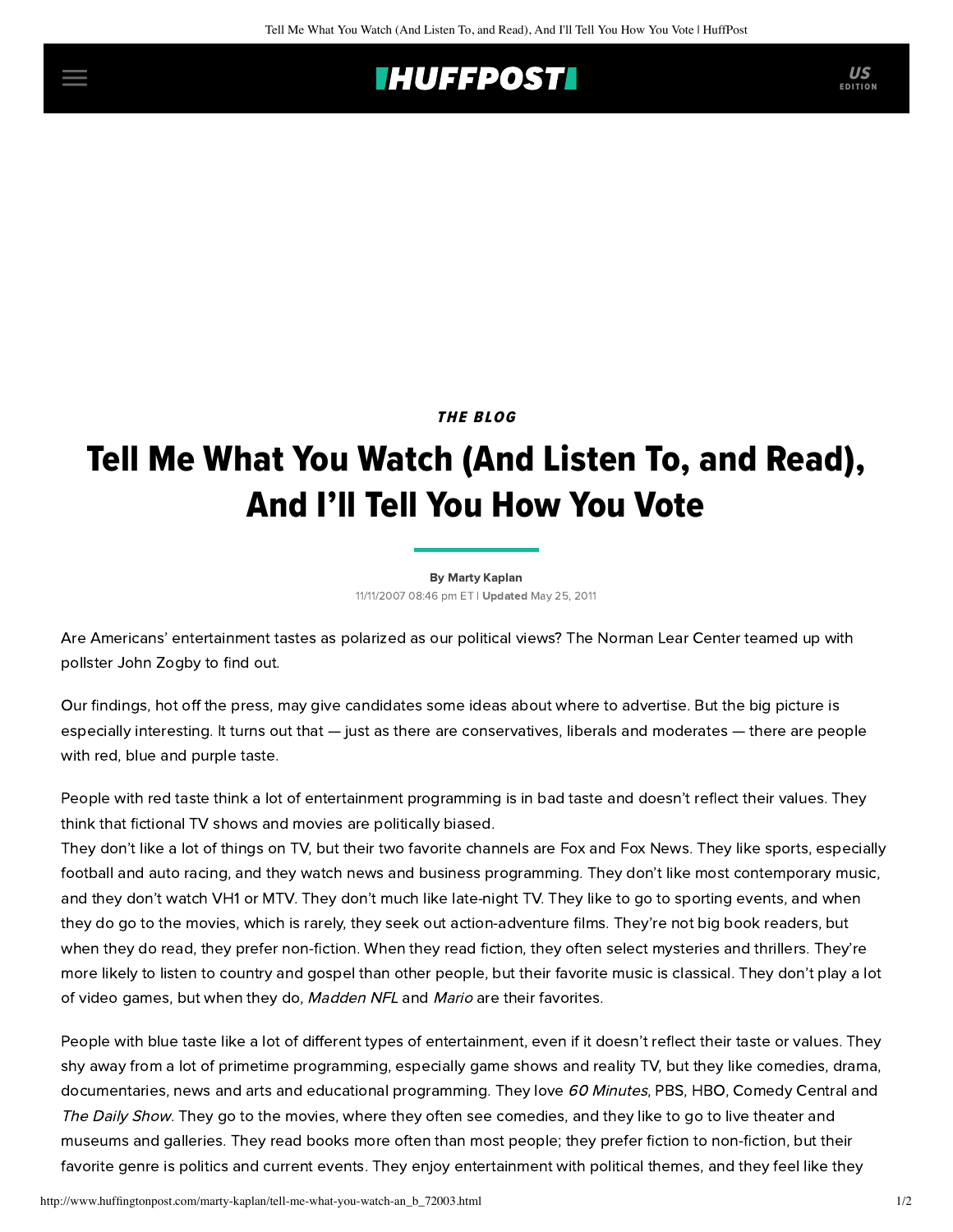*THE BLOG*

# Tell Me What You Watch (And Listen To, and Read), And I'll Tell You How You Vote

By Marty Kaplan

11/11/2007 08:46 pm ET | **Updated** May 25, 2011

Are Americans' entertainment tastes as polarized as our political views? The Norman Lear Center teamed up with pollster John Zogby to find out.

Our findings, hot off the press, may give candidates some ideas about where to advertise. But the big picture is especially interesting. It turns out that — just as there are conservatives, liberals and moderates — there are people with red, blue and purple taste.

People with red taste think a lot of entertainment programming is in bad taste and doesn't reflect their values. They think that fictional TV shows and movies are politically biased.
They don't like a lot of things on TV, but their two favorite channels are Fox and Fox News. They like sports, especially football and auto racing, and they watch news and business programming. They don't like most contemporary music, and they don't watch VH1 or MTV. They don't much like late-night TV. They like to go to sporting events, and when they do go to the movies, which is rarely, they seek out action-adventure films. They're not big book readers, but when they do read, they prefer non-fiction. When they read fiction, they often select mysteries and thrillers. They're more likely to listen to country and gospel than other people, but their favorite music is classical. They don't play a lot of video games, but when they do, *Madden NFL* and *Mario* are their favorites.

People with blue taste like a lot of different types of entertainment, even if it doesn't reflect their taste or values. They shy away from a lot of primetime programming, especially game shows and reality TV, but they like comedies, drama, documentaries, news and arts and educational programming. They love *60 Minutes*, PBS, HBO, Comedy Central and *The Daily Show*. They go to the movies, where they often see comedies, and they like to go to live theater and museums and galleries. They read books more often than most people; they prefer fiction to non-fiction, but their favorite genre is politics and current events. They enjoy entertainment with political themes, and they feel like they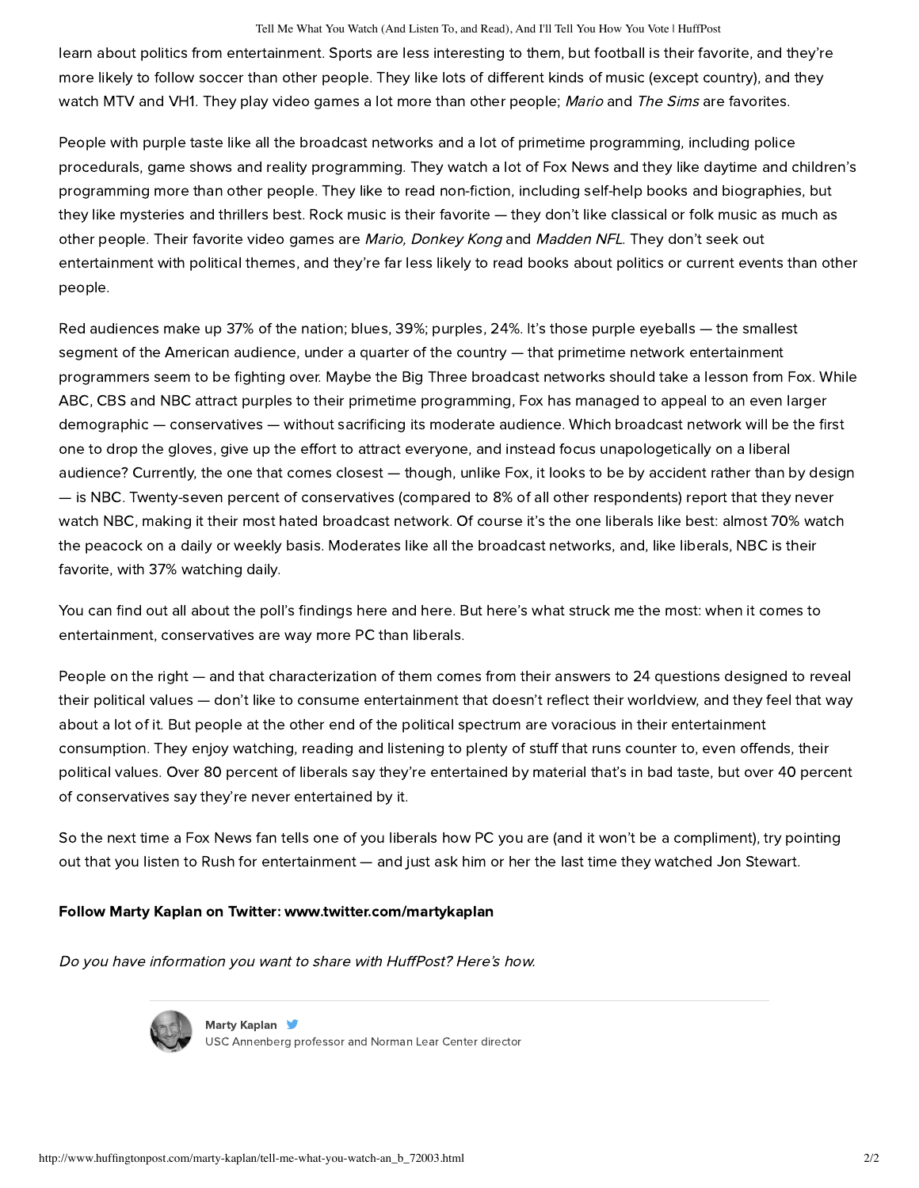learn about politics from entertainment. Sports are less interesting to them, but football is their favorite, and they're more likely to follow soccer than other people. They like lots of different kinds of music (except country), and they watch MTV and VH1. They play video games a lot more than other people; *Mario* and *The Sims* are favorites.

People with purple taste like all the broadcast networks and a lot of primetime programming, including police procedurals, game shows and reality programming. They watch a lot of Fox News and they like daytime and children's programming more than other people. They like to read non-fiction, including self-help books and biographies, but they like mysteries and thrillers best. Rock music is their favorite — they don't like classical or folk music as much as other people. Their favorite video games are *Mario, Donkey Kong* and *Madden NFL*. They don't seek out entertainment with political themes, and they're far less likely to read books about politics or current events than other people.

Red audiences make up 37% of the nation; blues, 39%; purples, 24%. It's those purple eyeballs — the smallest segment of the American audience, under a quarter of the country — that primetime network entertainment programmers seem to be fighting over. Maybe the Big Three broadcast networks should take a lesson from Fox. While ABC, CBS and NBC attract purples to their primetime programming, Fox has managed to appeal to an even larger demographic — conservatives — without sacrificing its moderate audience. Which broadcast network will be the first one to drop the gloves, give up the effort to attract everyone, and instead focus unapologetically on a liberal audience? Currently, the one that comes closest — though, unlike Fox, it looks to be by accident rather than by design — is NBC. Twenty-seven percent of conservatives (compared to 8% of all other respondents) report that they never watch NBC, making it their most hated broadcast network. Of course it's the one liberals like best: almost 70% watch the peacock on a daily or weekly basis. Moderates like all the broadcast networks, and, like liberals, NBC is their favorite, with 37% watching daily.

You can find out all about the poll's findings here and here. But here's what struck me the most: when it comes to entertainment, conservatives are way more PC than liberals.

People on the right — and that characterization of them comes from their answers to 24 questions designed to reveal their political values — don't like to consume entertainment that doesn't reflect their worldview, and they feel that way about a lot of it. But people at the other end of the political spectrum are voracious in their entertainment consumption. They enjoy watching, reading and listening to plenty of stuff that runs counter to, even offends, their political values. Over 80 percent of liberals say they're entertained by material that's in bad taste, but over 40 percent of conservatives say they're never entertained by it.

So the next time a Fox News fan tells one of you liberals how PC you are (and it won't be a compliment), try pointing out that you listen to Rush for entertainment — and just ask him or her the last time they watched Jon Stewart.

**Follow Marty Kaplan on Twitter: www.twitter.com/martykaplan**

*Do you have information you want to share with HuffPost? Here's how.*

Marty Kaplan
USC Annenberg professor and Norman Lear Center director